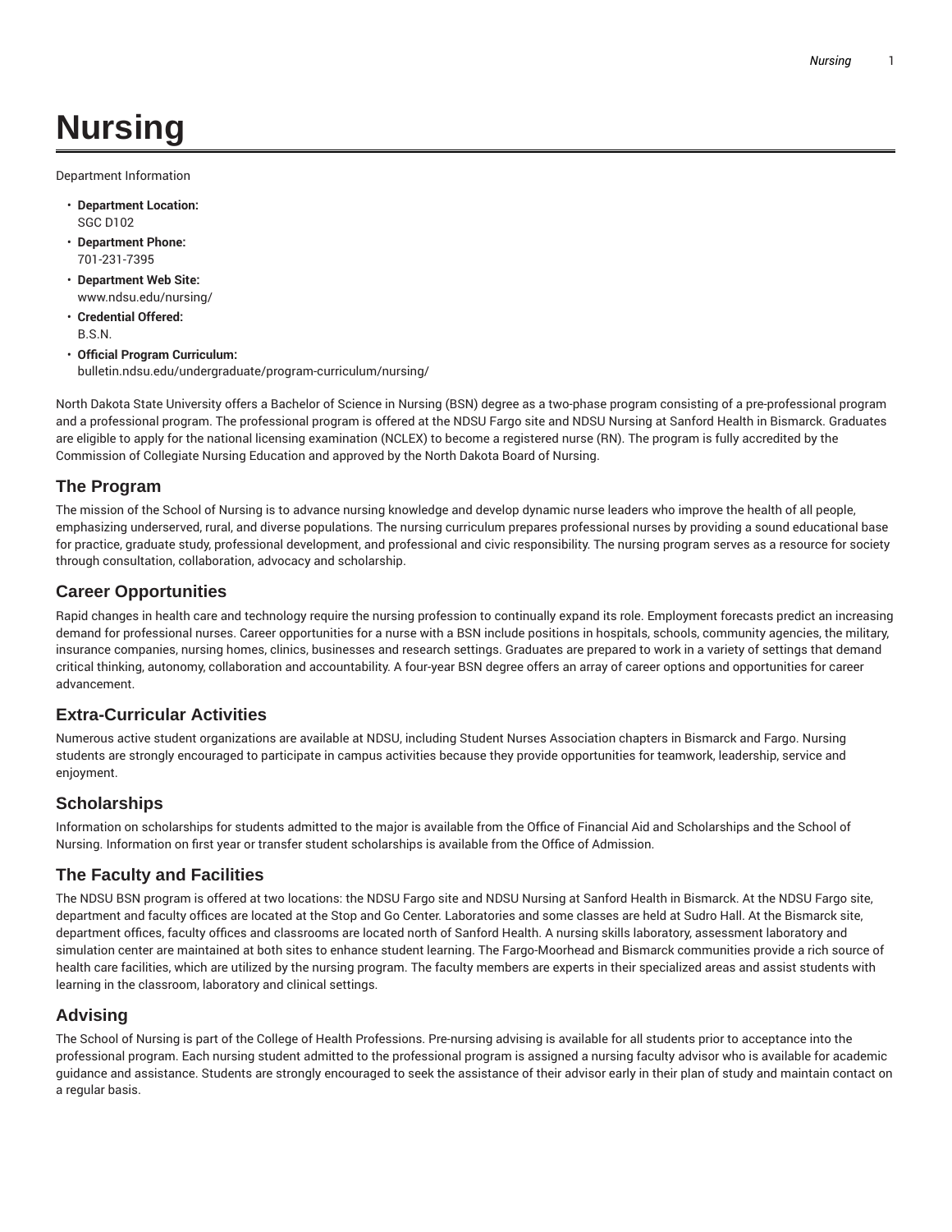# Nursing

Department Information

- **Department Location:**
  SGC D102
- **Department Phone:**
  701-231-7395
- **Department Web Site:**
  www.ndsu.edu/nursing/
- **Credential Offered:**
  B.S.N.
- **Official Program Curriculum:**
  bulletin.ndsu.edu/undergraduate/program-curriculum/nursing/

North Dakota State University offers a Bachelor of Science in Nursing (BSN) degree as a two-phase program consisting of a pre-professional program and a professional program. The professional program is offered at the NDSU Fargo site and NDSU Nursing at Sanford Health in Bismarck. Graduates are eligible to apply for the national licensing examination (NCLEX) to become a registered nurse (RN). The program is fully accredited by the Commission of Collegiate Nursing Education and approved by the North Dakota Board of Nursing.

## The Program

The mission of the School of Nursing is to advance nursing knowledge and develop dynamic nurse leaders who improve the health of all people, emphasizing underserved, rural, and diverse populations. The nursing curriculum prepares professional nurses by providing a sound educational base for practice, graduate study, professional development, and professional and civic responsibility. The nursing program serves as a resource for society through consultation, collaboration, advocacy and scholarship.

## Career Opportunities

Rapid changes in health care and technology require the nursing profession to continually expand its role. Employment forecasts predict an increasing demand for professional nurses. Career opportunities for a nurse with a BSN include positions in hospitals, schools, community agencies, the military, insurance companies, nursing homes, clinics, businesses and research settings. Graduates are prepared to work in a variety of settings that demand critical thinking, autonomy, collaboration and accountability. A four-year BSN degree offers an array of career options and opportunities for career advancement.

## Extra-Curricular Activities

Numerous active student organizations are available at NDSU, including Student Nurses Association chapters in Bismarck and Fargo. Nursing students are strongly encouraged to participate in campus activities because they provide opportunities for teamwork, leadership, service and enjoyment.

## Scholarships

Information on scholarships for students admitted to the major is available from the Office of Financial Aid and Scholarships and the School of Nursing. Information on first year or transfer student scholarships is available from the Office of Admission.

## The Faculty and Facilities

The NDSU BSN program is offered at two locations: the NDSU Fargo site and NDSU Nursing at Sanford Health in Bismarck. At the NDSU Fargo site, department and faculty offices are located at the Stop and Go Center. Laboratories and some classes are held at Sudro Hall. At the Bismarck site, department offices, faculty offices and classrooms are located north of Sanford Health. A nursing skills laboratory, assessment laboratory and simulation center are maintained at both sites to enhance student learning. The Fargo-Moorhead and Bismarck communities provide a rich source of health care facilities, which are utilized by the nursing program. The faculty members are experts in their specialized areas and assist students with learning in the classroom, laboratory and clinical settings.

## Advising

The School of Nursing is part of the College of Health Professions. Pre-nursing advising is available for all students prior to acceptance into the professional program. Each nursing student admitted to the professional program is assigned a nursing faculty advisor who is available for academic guidance and assistance. Students are strongly encouraged to seek the assistance of their advisor early in their plan of study and maintain contact on a regular basis.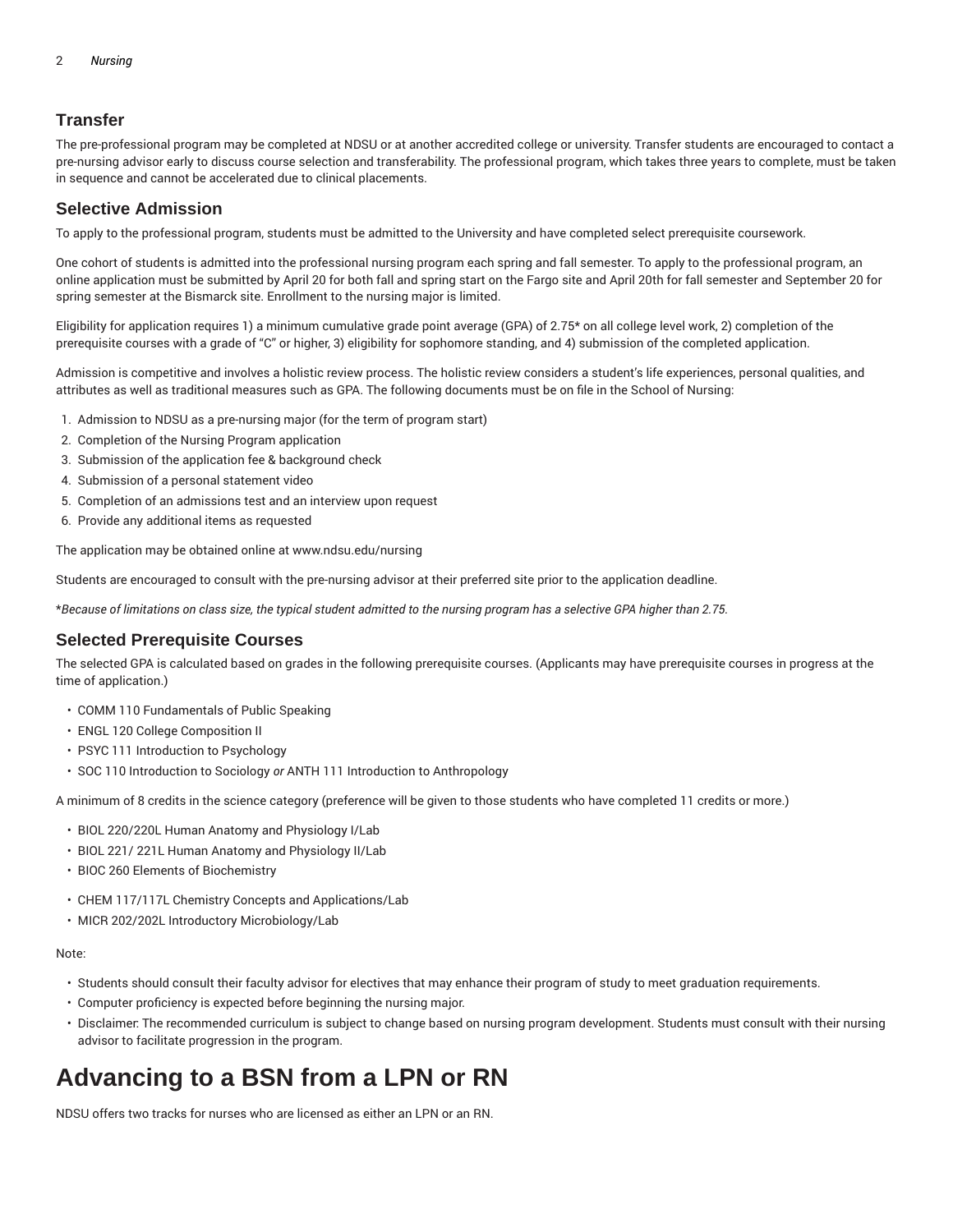## Transfer

The pre-professional program may be completed at NDSU or at another accredited college or university. Transfer students are encouraged to contact a pre-nursing advisor early to discuss course selection and transferability. The professional program, which takes three years to complete, must be taken in sequence and cannot be accelerated due to clinical placements.

## Selective Admission

To apply to the professional program, students must be admitted to the University and have completed select prerequisite coursework.

One cohort of students is admitted into the professional nursing program each spring and fall semester. To apply to the professional program, an online application must be submitted by April 20 for both fall and spring start on the Fargo site and April 20th for fall semester and September 20 for spring semester at the Bismarck site. Enrollment to the nursing major is limited.

Eligibility for application requires 1) a minimum cumulative grade point average (GPA) of 2.75* on all college level work, 2) completion of the prerequisite courses with a grade of "C" or higher, 3) eligibility for sophomore standing, and 4) submission of the completed application.

Admission is competitive and involves a holistic review process. The holistic review considers a student's life experiences, personal qualities, and attributes as well as traditional measures such as GPA. The following documents must be on file in the School of Nursing:

1. Admission to NDSU as a pre-nursing major (for the term of program start)
2. Completion of the Nursing Program application
3. Submission of the application fee & background check
4. Submission of a personal statement video
5. Completion of an admissions test and an interview upon request
6. Provide any additional items as requested

The application may be obtained online at www.ndsu.edu/nursing

Students are encouraged to consult with the pre-nursing advisor at their preferred site prior to the application deadline.

**\***_Because of limitations on class size, the typical student admitted to the nursing program has a selective GPA higher than 2.75._

## Selected Prerequisite Courses

The selected GPA is calculated based on grades in the following prerequisite courses. (Applicants may have prerequisite courses in progress at the time of application.)

- COMM 110 Fundamentals of Public Speaking
- ENGL 120 College Composition II
- PSYC 111 Introduction to Psychology
- SOC 110 Introduction to Sociology *or* ANTH 111 Introduction to Anthropology

A minimum of 8 credits in the science category (preference will be given to those students who have completed 11 credits or more.)

- BIOL 220/220L Human Anatomy and Physiology I/Lab
- BIOL 221/ 221L Human Anatomy and Physiology II/Lab
- BIOC 260 Elements of Biochemistry

- CHEM 117/117L Chemistry Concepts and Applications/Lab
- MICR 202/202L Introductory Microbiology/Lab

Note:

- Students should consult their faculty advisor for electives that may enhance their program of study to meet graduation requirements.
- Computer proficiency is expected before beginning the nursing major.
- Disclaimer: The recommended curriculum is subject to change based on nursing program development. Students must consult with their nursing advisor to facilitate progression in the program.

# Advancing to a BSN from a LPN or RN

NDSU offers two tracks for nurses who are licensed as either an LPN or an RN.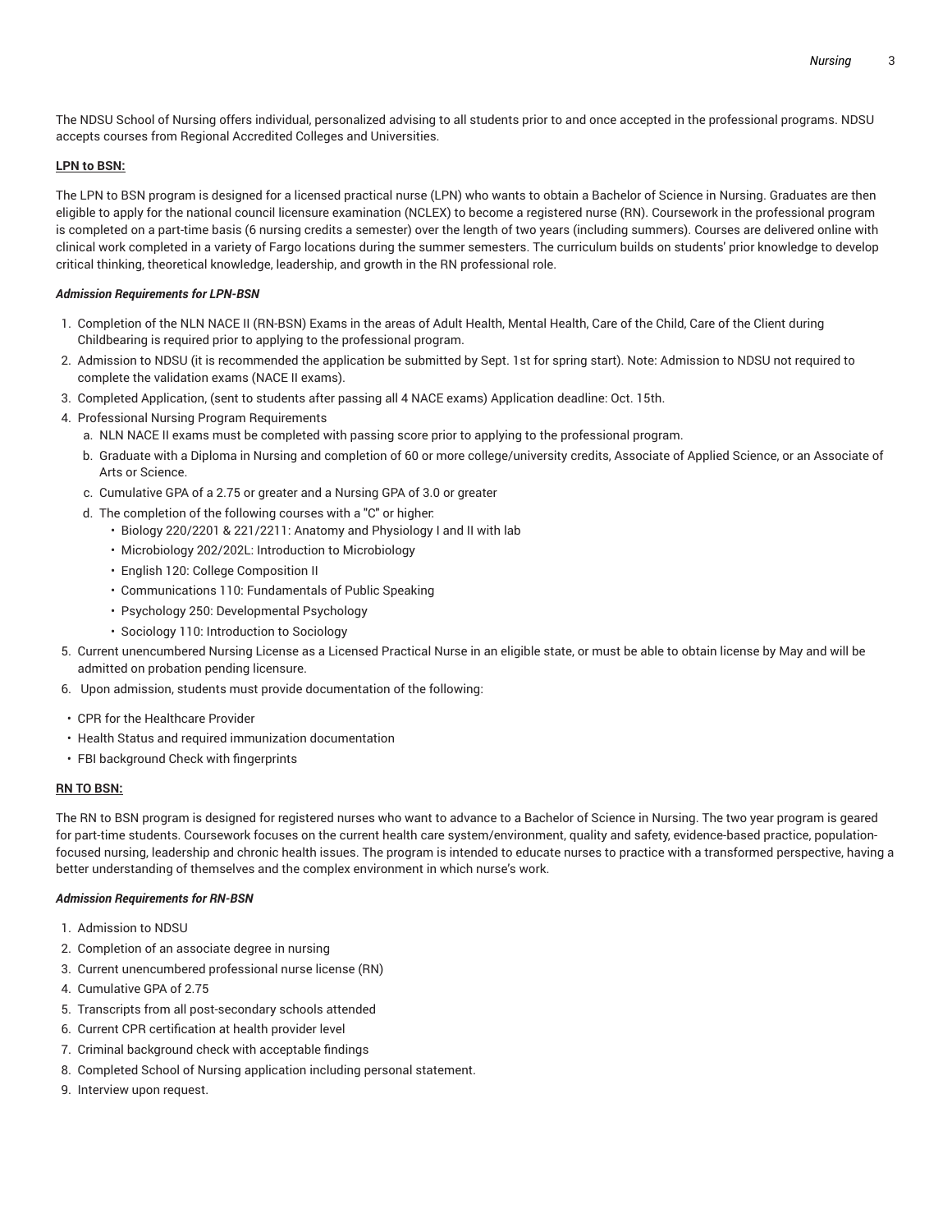The NDSU School of Nursing offers individual, personalized advising to all students prior to and once accepted in the professional programs. NDSU accepts courses from Regional Accredited Colleges and Universities.

**LPN to BSN:**

The LPN to BSN program is designed for a licensed practical nurse (LPN) who wants to obtain a Bachelor of Science in Nursing. Graduates are then eligible to apply for the national council licensure examination (NCLEX) to become a registered nurse (RN). Coursework in the professional program is completed on a part-time basis (6 nursing credits a semester) over the length of two years (including summers). Courses are delivered online with clinical work completed in a variety of Fargo locations during the summer semesters. The curriculum builds on students' prior knowledge to develop critical thinking, theoretical knowledge, leadership, and growth in the RN professional role.

***Admission Requirements for LPN-BSN***

1. Completion of the NLN NACE II (RN-BSN) Exams in the areas of Adult Health, Mental Health, Care of the Child, Care of the Client during Childbearing is required prior to applying to the professional program.
2. Admission to NDSU (it is recommended the application be submitted by Sept. 1st for spring start). Note: Admission to NDSU not required to complete the validation exams (NACE II exams).
3. Completed Application, (sent to students after passing all 4 NACE exams) Application deadline: Oct. 15th.
4. Professional Nursing Program Requirements
   a. NLN NACE II exams must be completed with passing score prior to applying to the professional program.
   b. Graduate with a Diploma in Nursing and completion of 60 or more college/university credits, Associate of Applied Science, or an Associate of Arts or Science.
   c. Cumulative GPA of a 2.75 or greater and a Nursing GPA of 3.0 or greater
   d. The completion of the following courses with a "C" or higher:
      - Biology 220/2201 & 221/2211: Anatomy and Physiology I and II with lab
      - Microbiology 202/202L: Introduction to Microbiology
      - English 120: College Composition II
      - Communications 110: Fundamentals of Public Speaking
      - Psychology 250: Developmental Psychology
      - Sociology 110: Introduction to Sociology
5. Current unencumbered Nursing License as a Licensed Practical Nurse in an eligible state, or must be able to obtain license by May and will be admitted on probation pending licensure.
6. Upon admission, students must provide documentation of the following:

- CPR for the Healthcare Provider
- Health Status and required immunization documentation
- FBI background Check with fingerprints

**RN TO BSN:**

The RN to BSN program is designed for registered nurses who want to advance to a Bachelor of Science in Nursing. The two year program is geared for part-time students. Coursework focuses on the current health care system/environment, quality and safety, evidence-based practice, population-focused nursing, leadership and chronic health issues. The program is intended to educate nurses to practice with a transformed perspective, having a better understanding of themselves and the complex environment in which nurse's work.

***Admission Requirements for RN-BSN***

1. Admission to NDSU
2. Completion of an associate degree in nursing
3. Current unencumbered professional nurse license (RN)
4. Cumulative GPA of 2.75
5. Transcripts from all post-secondary schools attended
6. Current CPR certification at health provider level
7. Criminal background check with acceptable findings
8. Completed School of Nursing application including personal statement.
9. Interview upon request.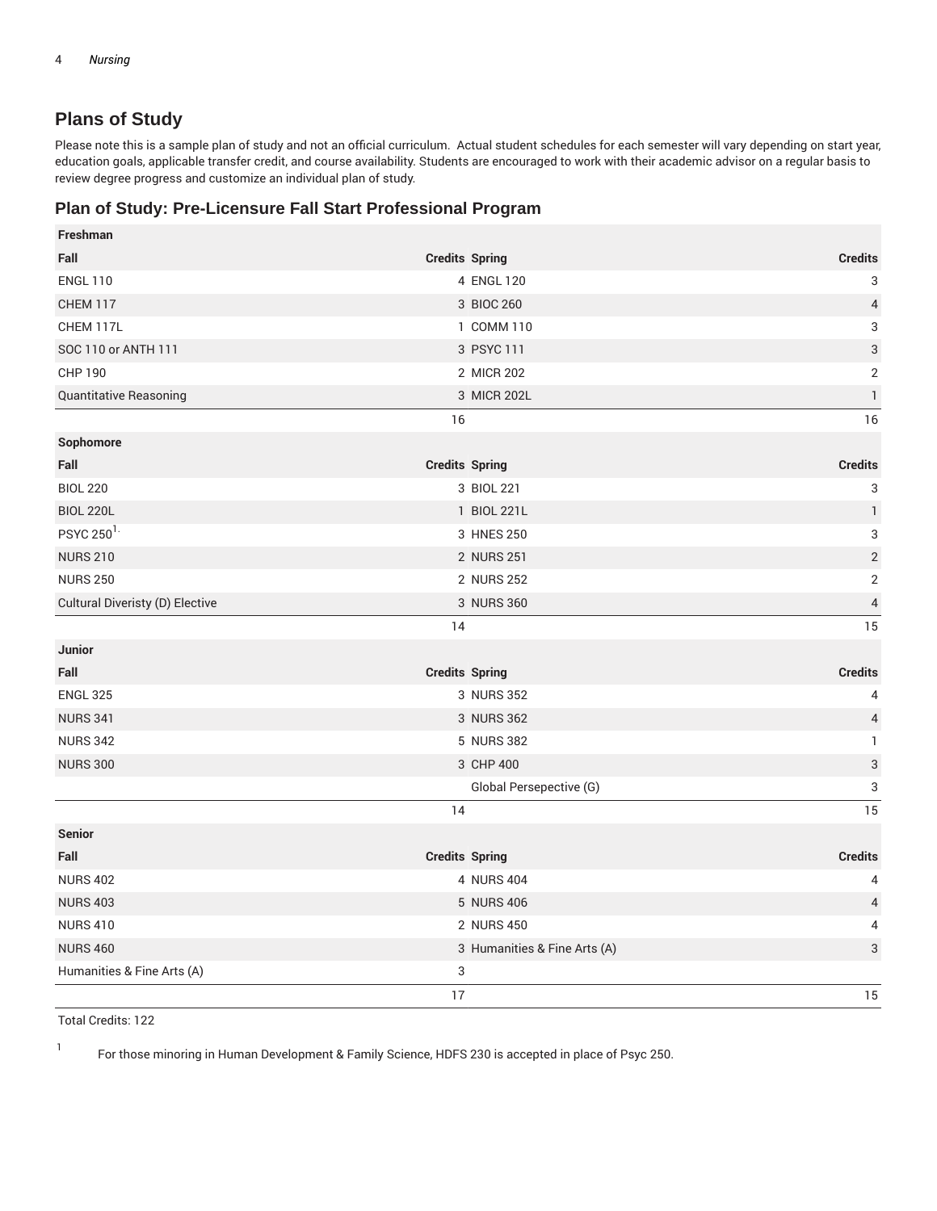## Plans of Study

Please note this is a sample plan of study and not an official curriculum. Actual student schedules for each semester will vary depending on start year, education goals, applicable transfer credit, and course availability. Students are encouraged to work with their academic advisor on a regular basis to review degree progress and customize an individual plan of study.

### Plan of Study: Pre-Licensure Fall Start Professional Program

| Freshman | | | |
|---|---|---|---|
| **Fall** | **Credits** | **Spring** | **Credits** |
| ENGL 110 | 4 | ENGL 120 | 3 |
| CHEM 117 | 3 | BIOC 260 | 4 |
| CHEM 117L | 1 | COMM 110 | 3 |
| SOC 110 or ANTH 111 | 3 | PSYC 111 | 3 |
| CHP 190 | 2 | MICR 202 | 2 |
| Quantitative Reasoning | 3 | MICR 202L | 1 |
| | 16 | | 16 |
| **Sophomore** | | | |
| **Fall** | **Credits** | **Spring** | **Credits** |
| BIOL 220 | 3 | BIOL 221 | 3 |
| BIOL 220L | 1 | BIOL 221L | 1 |
| PSYC 250[1.] | 3 | HNES 250 | 3 |
| NURS 210 | 2 | NURS 251 | 2 |
| NURS 250 | 2 | NURS 252 | 2 |
| Cultural Diveristy (D) Elective | 3 | NURS 360 | 4 |
| | 14 | | 15 |
| **Junior** | | | |
| **Fall** | **Credits** | **Spring** | **Credits** |
| ENGL 325 | 3 | NURS 352 | 4 |
| NURS 341 | 3 | NURS 362 | 4 |
| NURS 342 | 5 | NURS 382 | 1 |
| NURS 300 | 3 | CHP 400 | 3 |
| | | Global Persepective (G) | 3 |
| | 14 | | 15 |
| **Senior** | | | |
| **Fall** | **Credits** | **Spring** | **Credits** |
| NURS 402 | 4 | NURS 404 | 4 |
| NURS 403 | 5 | NURS 406 | 4 |
| NURS 410 | 2 | NURS 450 | 4 |
| NURS 460 | 3 | Humanities & Fine Arts (A) | 3 |
| Humanities & Fine Arts (A) | 3 | | |
| | 17 | | 15 |

Total Credits: 122

1 For those minoring in Human Development & Family Science, HDFS 230 is accepted in place of Psyc 250.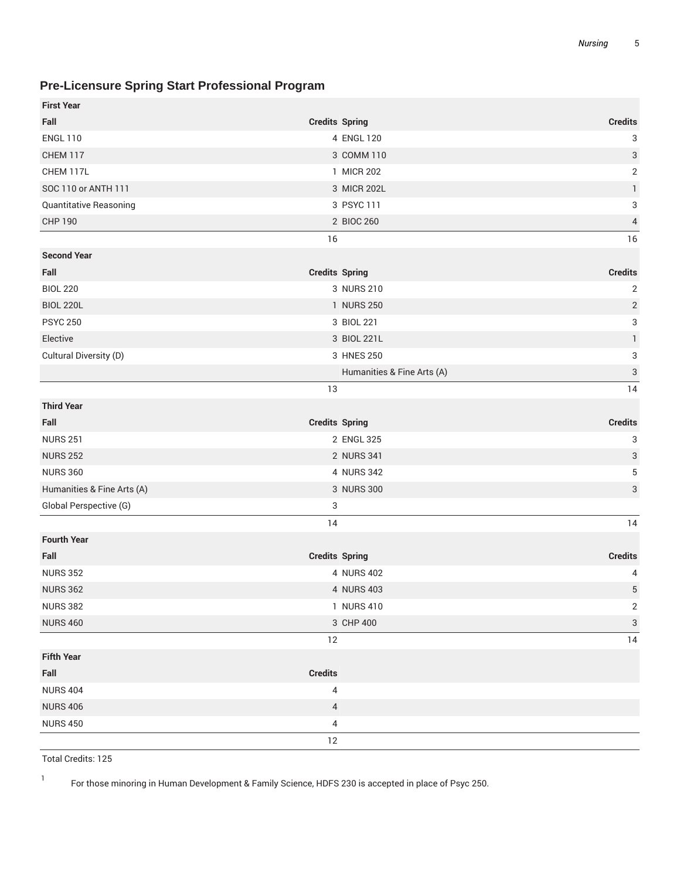## Pre-Licensure Spring Start Professional Program

| First Year | | | |
|---|---|---|---|
| **Fall** | **Credits** | **Spring** | **Credits** |
| ENGL 110 | 4 | ENGL 120 | 3 |
| CHEM 117 | 3 | COMM 110 | 3 |
| CHEM 117L | 1 | MICR 202 | 2 |
| SOC 110 or ANTH 111 | 3 | MICR 202L | 1 |
| Quantitative Reasoning | 3 | PSYC 111 | 3 |
| CHP 190 | 2 | BIOC 260 | 4 |
| | 16 | | 16 |
| **Second Year** | | | |
| **Fall** | **Credits** | **Spring** | **Credits** |
| BIOL 220 | 3 | NURS 210 | 2 |
| BIOL 220L | 1 | NURS 250 | 2 |
| PSYC 250 | 3 | BIOL 221 | 3 |
| Elective | 3 | BIOL 221L | 1 |
| Cultural Diversity (D) | 3 | HNES 250 | 3 |
| | | Humanities & Fine Arts (A) | 3 |
| | 13 | | 14 |
| **Third Year** | | | |
| **Fall** | **Credits** | **Spring** | **Credits** |
| NURS 251 | 2 | ENGL 325 | 3 |
| NURS 252 | 2 | NURS 341 | 3 |
| NURS 360 | 4 | NURS 342 | 5 |
| Humanities & Fine Arts (A) | 3 | NURS 300 | 3 |
| Global Perspective (G) | 3 | | |
| | 14 | | 14 |
| **Fourth Year** | | | |
| **Fall** | **Credits** | **Spring** | **Credits** |
| NURS 352 | 4 | NURS 402 | 4 |
| NURS 362 | 4 | NURS 403 | 5 |
| NURS 382 | 1 | NURS 410 | 2 |
| NURS 460 | 3 | CHP 400 | 3 |
| | 12 | | 14 |
| **Fifth Year** | | | |
| **Fall** | **Credits** | | |
| NURS 404 | 4 | | |
| NURS 406 | 4 | | |
| NURS 450 | 4 | | |
| | 12 | | |

Total Credits: 125

[1] For those minoring in Human Development & Family Science, HDFS 230 is accepted in place of Psyc 250.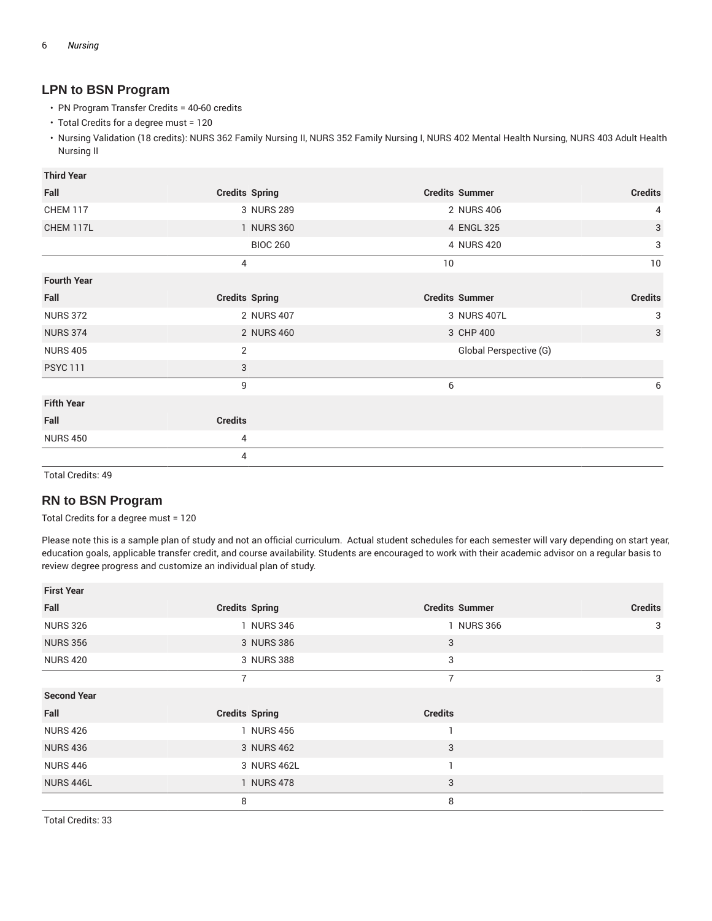## LPN to BSN Program

- PN Program Transfer Credits = 40-60 credits
- Total Credits for a degree must = 120
- Nursing Validation (18 credits): NURS 362 Family Nursing II, NURS 352 Family Nursing I, NURS 402 Mental Health Nursing, NURS 403 Adult Health Nursing II

| Third Year | | | | | |
|---|---|---|---|---|---|
| Fall | Credits | Spring | Credits | Summer | Credits |
| CHEM 117 | 3 | NURS 289 | 2 | NURS 406 | 4 |
| CHEM 117L | 1 | NURS 360 | 4 | ENGL 325 | 3 |
| | | BIOC 260 | 4 | NURS 420 | 3 |
| | 4 | | 10 | | 10 |
| **Fourth Year** | | | | | |
| Fall | Credits | Spring | Credits | Summer | Credits |
| NURS 372 | 2 | NURS 407 | 3 | NURS 407L | 3 |
| NURS 374 | 2 | NURS 460 | 3 | CHP 400 | 3 |
| NURS 405 | 2 | | | Global Perspective (G) | |
| PSYC 111 | 3 | | | | |
| | 9 | | 6 | | 6 |
| **Fifth Year** | | | | | |
| Fall | Credits | | | | |
| NURS 450 | 4 | | | | |
| | 4 | | | | |

Total Credits: 49

## RN to BSN Program

Total Credits for a degree must = 120

Please note this is a sample plan of study and not an official curriculum. Actual student schedules for each semester will vary depending on start year, education goals, applicable transfer credit, and course availability. Students are encouraged to work with their academic advisor on a regular basis to review degree progress and customize an individual plan of study.

| First Year | | | | | |
|---|---|---|---|---|---|
| Fall | Credits | Spring | Credits | Summer | Credits |
| NURS 326 | 1 | NURS 346 | 1 | NURS 366 | 3 |
| NURS 356 | 3 | NURS 386 | 3 | | |
| NURS 420 | 3 | NURS 388 | 3 | | |
| | 7 | | 7 | | 3 |
| **Second Year** | | | | | |
| Fall | Credits | Spring | Credits | | |
| NURS 426 | 1 | NURS 456 | 1 | | |
| NURS 436 | 3 | NURS 462 | 3 | | |
| NURS 446 | 3 | NURS 462L | 1 | | |
| NURS 446L | 1 | NURS 478 | 3 | | |
| | 8 | | 8 | | |

Total Credits: 33